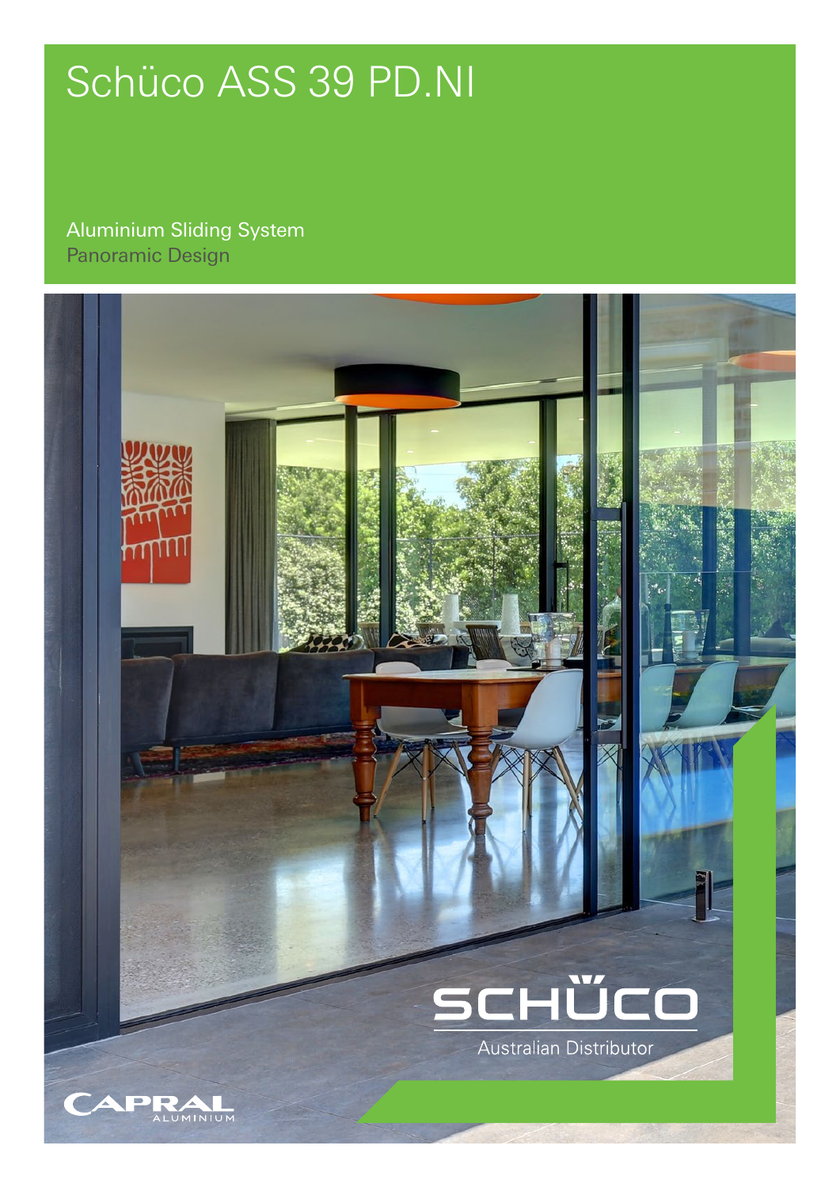# Schüco ASS 39 PD.NI

Aluminium Sliding System

Panoramic Design

SCHÜCO

Australian Distributor

CAPRAL ALUMINIUM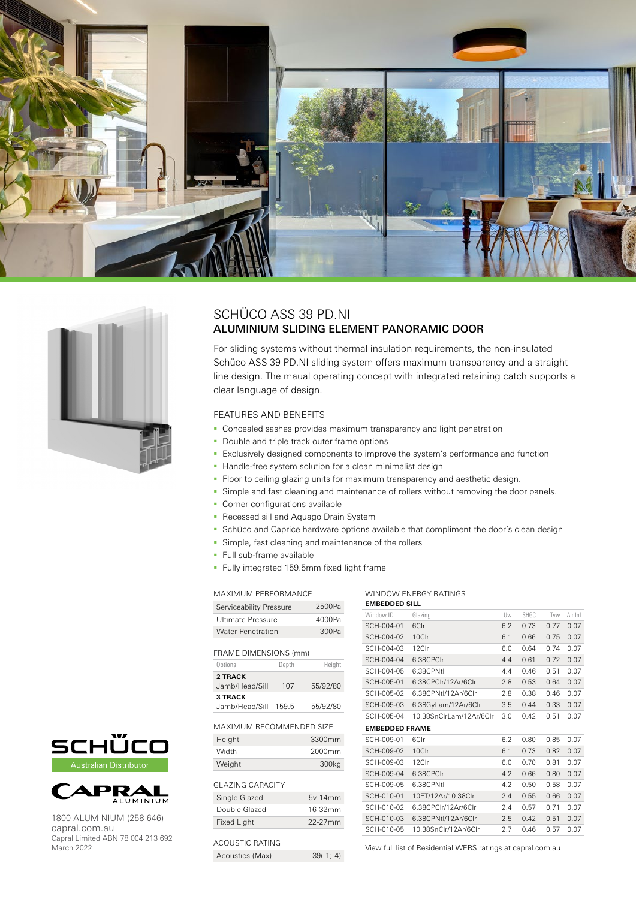# SCHÜCO ASS 39 PD.NI

## ALUMINIUM SLIDING ELEMENT PANORAMIC DOOR

For sliding systems without thermal insulation requirements, the non-insulated Schüco ASS 39 PD.NI sliding system offers maximum transparency and a straight line design. The maual operating concept with integrated retaining catch supports a clear language of design.

### FEATURES AND BENEFITS

- Concealed sashes provides maximum transparency and light penetration
- Double and triple track outer frame options
- Exclusively designed components to improve the system's performance and function
- Handle-free system solution for a clean minimalist design
- Floor to ceiling glazing units for maximum transparency and aesthetic design.
- Simple and fast cleaning and maintenance of rollers without removing the door panels.
- Corner configurations available
- Recessed sill and Aquago Drain System
- Schüco and Caprice hardware options available that compliment the door's clean design
- Simple, fast cleaning and maintenance of the rollers
- Full sub-frame available
- Fully integrated 159.5mm fixed light frame

### MAXIMUM PERFORMANCE

| | |
|---|---|
| Serviceability Pressure | 2500Pa |
| Ultimate Pressure | 4000Pa |
| Water Penetration | 300Pa |

### FRAME DIMENSIONS (mm)

| Options | Depth | Height |
|---|---|---|
| **2 TRACK** | | |
| Jamb/Head/Sill | 107 | 55/92/80 |
| **3 TRACK** | | |
| Jamb/Head/Sill | 159.5 | 55/92/80 |

### MAXIMUM RECOMMENDED SIZE

| | |
|---|---|
| Height | 3300mm |
| Width | 2000mm |
| Weight | 300kg |

### GLAZING CAPACITY

| | |
|---|---|
| Single Glazed | 5v-14mm |
| Double Glazed | 16-32mm |
| Fixed Light | 22-27mm |

### ACOUSTIC RATING

| | |
|---|---|
| Acoustics (Max) | 39(-1;-4) |

### WINDOW ENERGY RATINGS

| Window ID | Glazing | Uw | SHGC | Tvw | Air Inf |
|---|---|---|---|---|---|
| **EMBEDDED SILL** | | | | | |
| SCH-004-01 | 6Clr | 6.2 | 0.73 | 0.77 | 0.07 |
| SCH-004-02 | 10Clr | 6.1 | 0.66 | 0.75 | 0.07 |
| SCH-004-03 | 12Clr | 6.0 | 0.64 | 0.74 | 0.07 |
| SCH-004-04 | 6.38CPClr | 4.4 | 0.61 | 0.72 | 0.07 |
| SCH-004-05 | 6.38CPNtl | 4.4 | 0.46 | 0.51 | 0.07 |
| SCH-005-01 | 6.38CPClr/12Ar/6Clr | 2.8 | 0.53 | 0.64 | 0.07 |
| SCH-005-02 | 6.38CPNtl/12Ar/6Clr | 2.8 | 0.38 | 0.46 | 0.07 |
| SCH-005-03 | 6.38GyLam/12Ar/6Clr | 3.5 | 0.44 | 0.33 | 0.07 |
| SCH-005-04 | 10.38SnClrLam/12Ar/6Clr | 3.0 | 0.42 | 0.51 | 0.07 |
| **EMBEDDED FRAME** | | | | | |
| SCH-009-01 | 6Clr | 6.2 | 0.80 | 0.85 | 0.07 |
| SCH-009-02 | 10Clr | 6.1 | 0.73 | 0.82 | 0.07 |
| SCH-009-03 | 12Clr | 6.0 | 0.70 | 0.81 | 0.07 |
| SCH-009-04 | 6.38CPClr | 4.2 | 0.66 | 0.80 | 0.07 |
| SCH-009-05 | 6.38CPNtl | 4.2 | 0.50 | 0.58 | 0.07 |
| SCH-010-01 | 10ET/12Ar/10.38Clr | 2.4 | 0.55 | 0.66 | 0.07 |
| SCH-010-02 | 6.38CPClr/12Ar/6Clr | 2.4 | 0.57 | 0.71 | 0.07 |
| SCH-010-03 | 6.38CPNtl/12Ar/6Clr | 2.5 | 0.42 | 0.51 | 0.07 |
| SCH-010-05 | 10.38SnClr/12Ar/6Clr | 2.7 | 0.46 | 0.57 | 0.07 |

View full list of Residential WERS ratings at capral.com.au

SCHÜCO
Australian Distributor

CAPRAL ALUMINIUM

1800 ALUMINIUM (258 646)
capral.com.au
Capral Limited ABN 78 004 213 692
March 2022